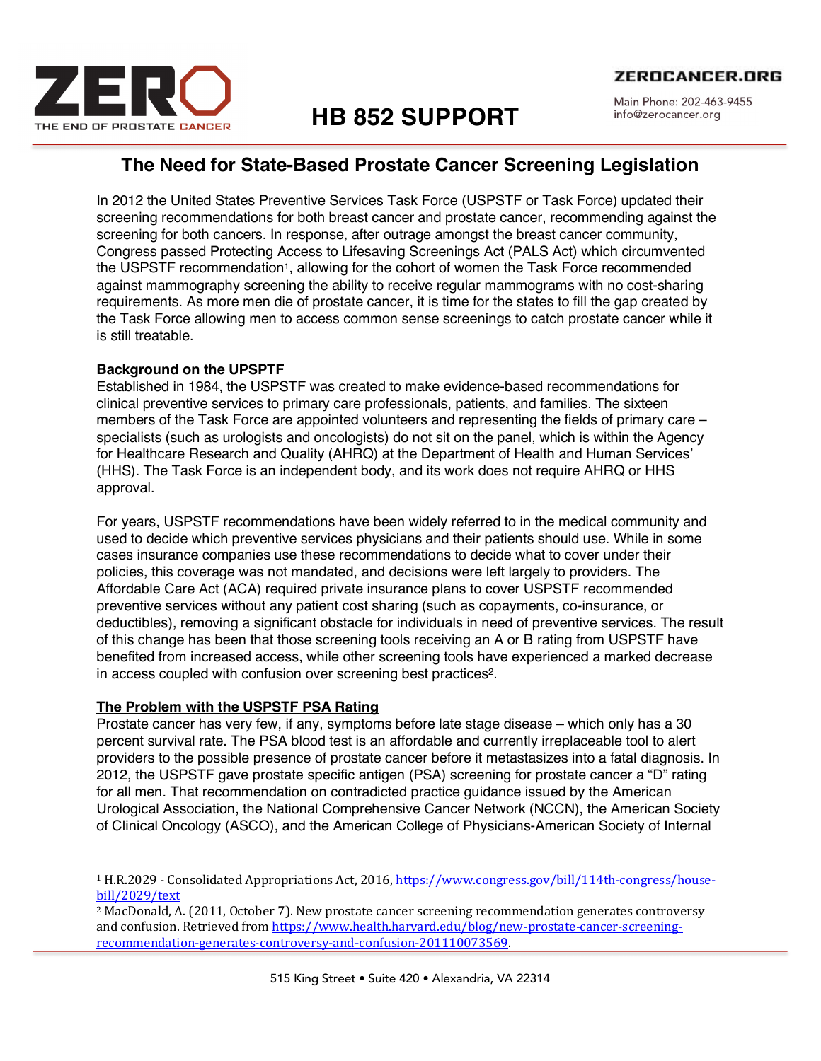ZERO
THE END OF PROSTATE CANCER

ZEROCANCER.ORG

Main Phone: 202-463-9455
info@zerocancer.org

# HB 852 SUPPORT

## The Need for State-Based Prostate Cancer Screening Legislation

In 2012 the United States Preventive Services Task Force (USPSTF or Task Force) updated their screening recommendations for both breast cancer and prostate cancer, recommending against the screening for both cancers. In response, after outrage amongst the breast cancer community, Congress passed Protecting Access to Lifesaving Screenings Act (PALS Act) which circumvented the USPSTF recommendation[1], allowing for the cohort of women the Task Force recommended against mammography screening the ability to receive regular mammograms with no cost-sharing requirements. As more men die of prostate cancer, it is time for the states to fill the gap created by the Task Force allowing men to access common sense screenings to catch prostate cancer while it is still treatable.

**Background on the UPSPTF**

Established in 1984, the USPSTF was created to make evidence-based recommendations for clinical preventive services to primary care professionals, patients, and families. The sixteen members of the Task Force are appointed volunteers and representing the fields of primary care – specialists (such as urologists and oncologists) do not sit on the panel, which is within the Agency for Healthcare Research and Quality (AHRQ) at the Department of Health and Human Services' (HHS). The Task Force is an independent body, and its work does not require AHRQ or HHS approval.

For years, USPSTF recommendations have been widely referred to in the medical community and used to decide which preventive services physicians and their patients should use. While in some cases insurance companies use these recommendations to decide what to cover under their policies, this coverage was not mandated, and decisions were left largely to providers. The Affordable Care Act (ACA) required private insurance plans to cover USPSTF recommended preventive services without any patient cost sharing (such as copayments, co-insurance, or deductibles), removing a significant obstacle for individuals in need of preventive services. The result of this change has been that those screening tools receiving an A or B rating from USPSTF have benefited from increased access, while other screening tools have experienced a marked decrease in access coupled with confusion over screening best practices[2].

**The Problem with the USPSTF PSA Rating**

Prostate cancer has very few, if any, symptoms before late stage disease – which only has a 30 percent survival rate. The PSA blood test is an affordable and currently irreplaceable tool to alert providers to the possible presence of prostate cancer before it metastasizes into a fatal diagnosis. In 2012, the USPSTF gave prostate specific antigen (PSA) screening for prostate cancer a "D" rating for all men. That recommendation on contradicted practice guidance issued by the American Urological Association, the National Comprehensive Cancer Network (NCCN), the American Society of Clinical Oncology (ASCO), and the American College of Physicians-American Society of Internal

---

[1] H.R.2029 - Consolidated Appropriations Act, 2016, https://www.congress.gov/bill/114th-congress/house-bill/2029/text

[2] MacDonald, A. (2011, October 7). New prostate cancer screening recommendation generates controversy and confusion. Retrieved from https://www.health.harvard.edu/blog/new-prostate-cancer-screening-recommendation-generates-controversy-and-confusion-201110073569.

515 King Street • Suite 420 • Alexandria, VA 22314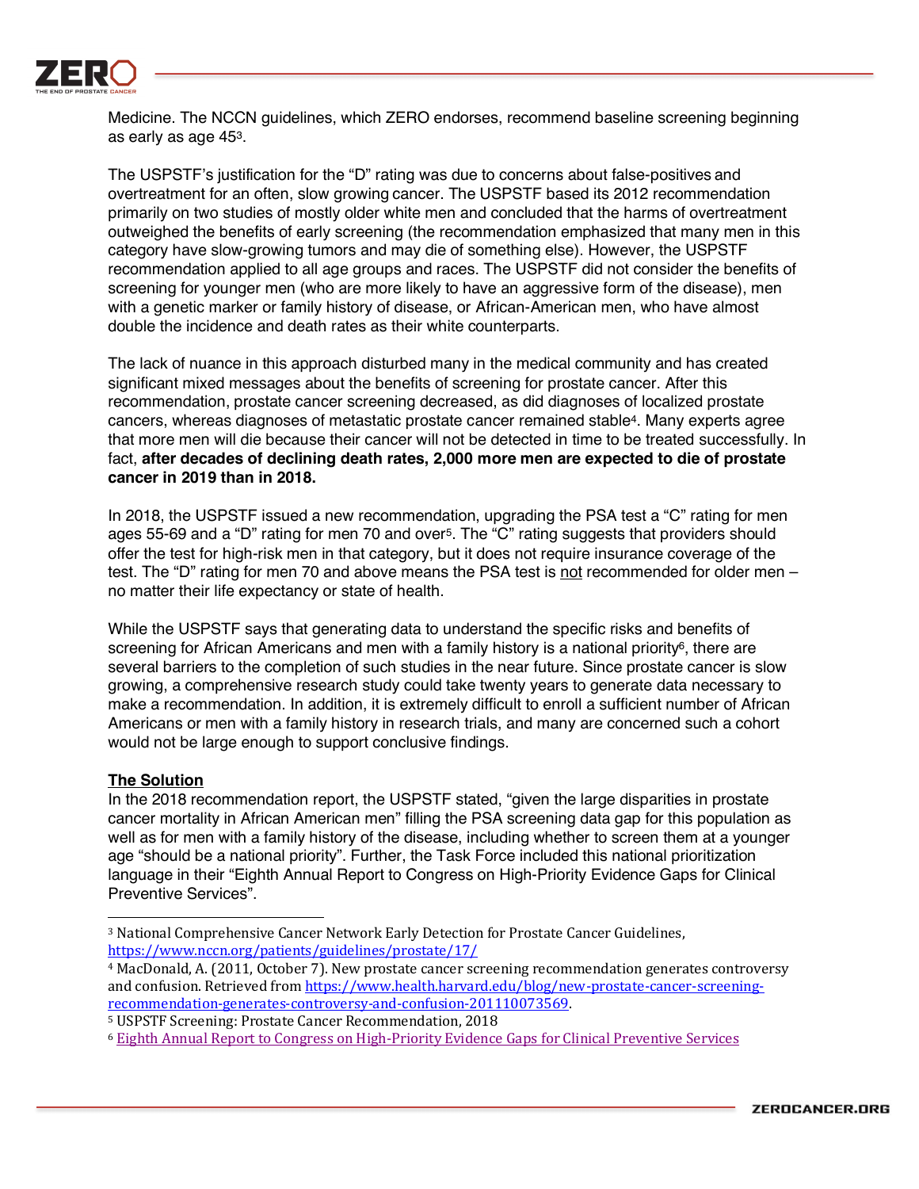Medicine. The NCCN guidelines, which ZERO endorses, recommend baseline screening beginning as early as age 45[3].

The USPSTF's justification for the "D" rating was due to concerns about false-positives and overtreatment for an often, slow growing cancer. The USPSTF based its 2012 recommendation primarily on two studies of mostly older white men and concluded that the harms of overtreatment outweighed the benefits of early screening (the recommendation emphasized that many men in this category have slow-growing tumors and may die of something else). However, the USPSTF recommendation applied to all age groups and races. The USPSTF did not consider the benefits of screening for younger men (who are more likely to have an aggressive form of the disease), men with a genetic marker or family history of disease, or African-American men, who have almost double the incidence and death rates as their white counterparts.

The lack of nuance in this approach disturbed many in the medical community and has created significant mixed messages about the benefits of screening for prostate cancer. After this recommendation, prostate cancer screening decreased, as did diagnoses of localized prostate cancers, whereas diagnoses of metastatic prostate cancer remained stable[4]. Many experts agree that more men will die because their cancer will not be detected in time to be treated successfully. In fact, **after decades of declining death rates, 2,000 more men are expected to die of prostate cancer in 2019 than in 2018.**

In 2018, the USPSTF issued a new recommendation, upgrading the PSA test a "C" rating for men ages 55-69 and a "D" rating for men 70 and over[5]. The "C" rating suggests that providers should offer the test for high-risk men in that category, but it does not require insurance coverage of the test. The "D" rating for men 70 and above means the PSA test is <u>not</u> recommended for older men – no matter their life expectancy or state of health.

While the USPSTF says that generating data to understand the specific risks and benefits of screening for African Americans and men with a family history is a national priority[6], there are several barriers to the completion of such studies in the near future. Since prostate cancer is slow growing, a comprehensive research study could take twenty years to generate data necessary to make a recommendation. In addition, it is extremely difficult to enroll a sufficient number of African Americans or men with a family history in research trials, and many are concerned such a cohort would not be large enough to support conclusive findings.

**<u>The Solution</u>**

In the 2018 recommendation report, the USPSTF stated, "given the large disparities in prostate cancer mortality in African American men" filling the PSA screening data gap for this population as well as for men with a family history of the disease, including whether to screen them at a younger age "should be a national priority". Further, the Task Force included this national prioritization language in their "Eighth Annual Report to Congress on High-Priority Evidence Gaps for Clinical Preventive Services".

---

[3] National Comprehensive Cancer Network Early Detection for Prostate Cancer Guidelines, https://www.nccn.org/patients/guidelines/prostate/17/

[4] MacDonald, A. (2011, October 7). New prostate cancer screening recommendation generates controversy and confusion. Retrieved from https://www.health.harvard.edu/blog/new-prostate-cancer-screening-recommendation-generates-controversy-and-confusion-201110073569.

[5] USPSTF Screening: Prostate Cancer Recommendation, 2018

[6] Eighth Annual Report to Congress on High-Priority Evidence Gaps for Clinical Preventive Services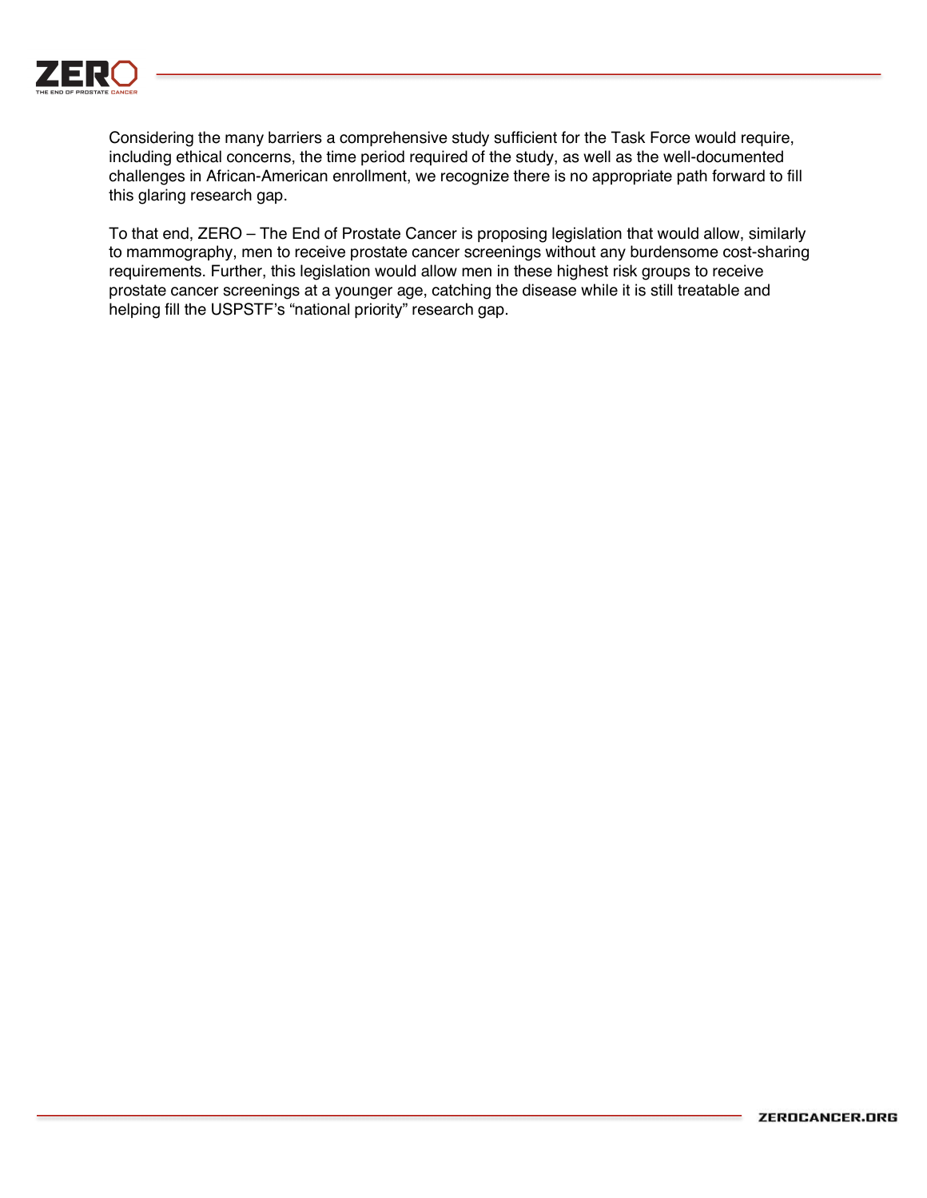Considering the many barriers a comprehensive study sufficient for the Task Force would require, including ethical concerns, the time period required of the study, as well as the well-documented challenges in African-American enrollment, we recognize there is no appropriate path forward to fill this glaring research gap.

To that end, ZERO – The End of Prostate Cancer is proposing legislation that would allow, similarly to mammography, men to receive prostate cancer screenings without any burdensome cost-sharing requirements. Further, this legislation would allow men in these highest risk groups to receive prostate cancer screenings at a younger age, catching the disease while it is still treatable and helping fill the USPSTF's "national priority" research gap.